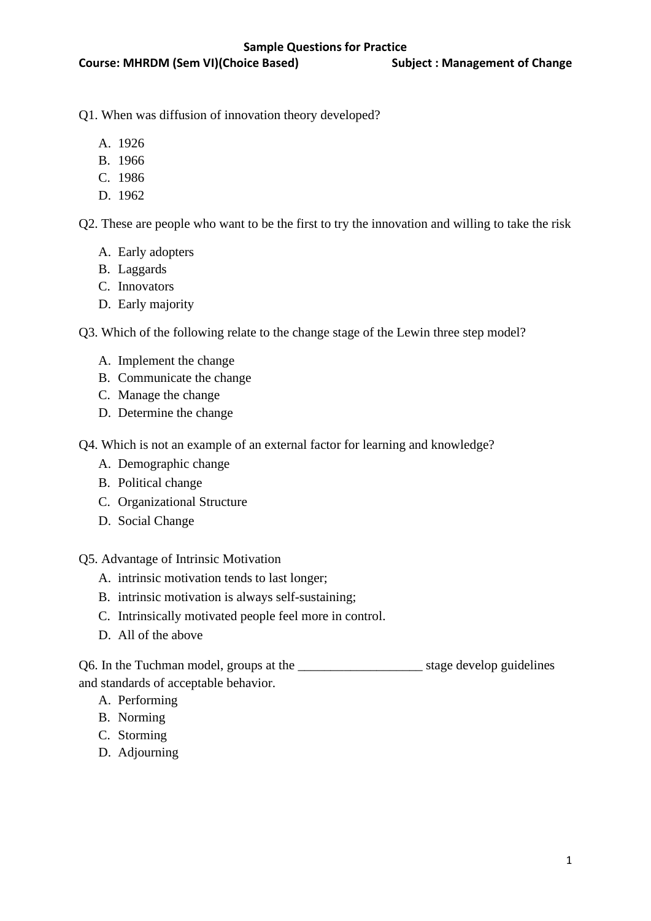**Sample Questions for Practice**

**Course: MHRDM (Sem VI)(Choice Based) Subject : Management of Change**

Q1. When was diffusion of innovation theory developed?

A. 1926
B. 1966
C. 1986
D. 1962

Q2. These are people who want to be the first to try the innovation and willing to take the risk

A. Early adopters
B. Laggards
C. Innovators
D. Early majority

Q3. Which of the following relate to the change stage of the Lewin three step model?

A. Implement the change
B. Communicate the change
C. Manage the change
D. Determine the change

Q4. Which is not an example of an external factor for learning and knowledge?

A. Demographic change
B. Political change
C. Organizational Structure
D. Social Change

Q5. Advantage of Intrinsic Motivation

A. intrinsic motivation tends to last longer;
B. intrinsic motivation is always self-sustaining;
C. Intrinsically motivated people feel more in control.
D. All of the above

Q6. In the Tuchman model, groups at the ___________________ stage develop guidelines and standards of acceptable behavior.

A. Performing
B. Norming
C. Storming
D. Adjourning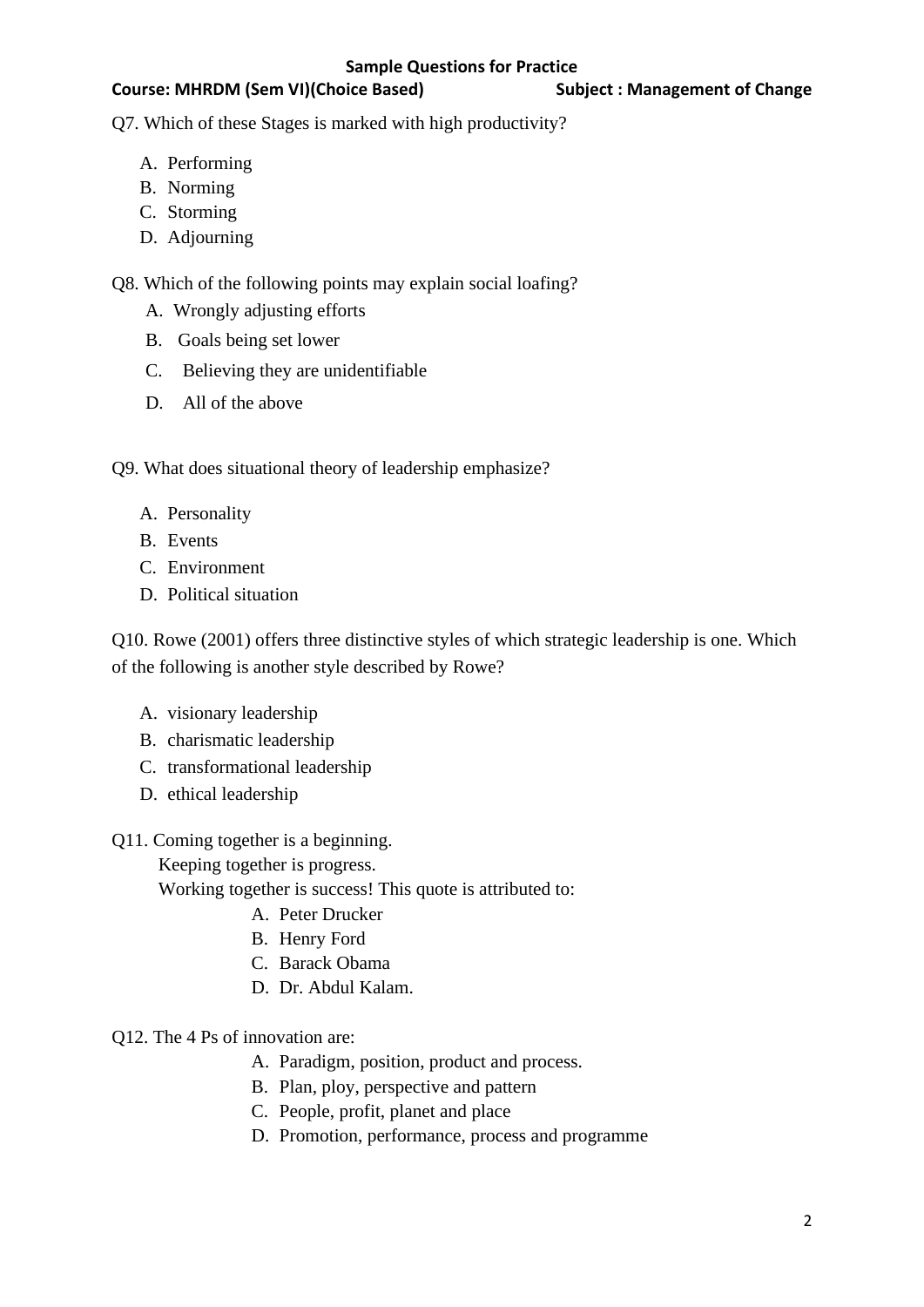Q7. Which of these Stages is marked with high productivity?

A. Performing
B. Norming
C. Storming
D. Adjourning

Q8. Which of the following points may explain social loafing?

A. Wrongly adjusting efforts
B. Goals being set lower
C. Believing they are unidentifiable
D. All of the above

Q9. What does situational theory of leadership emphasize?

A. Personality
B. Events
C. Environment
D. Political situation

Q10. Rowe (2001) offers three distinctive styles of which strategic leadership is one. Which of the following is another style described by Rowe?

A. visionary leadership
B. charismatic leadership
C. transformational leadership
D. ethical leadership

Q11. Coming together is a beginning.
Keeping together is progress.
Working together is success! This quote is attributed to:

A. Peter Drucker
B. Henry Ford
C. Barack Obama
D. Dr. Abdul Kalam.

Q12. The 4 Ps of innovation are:

A. Paradigm, position, product and process.
B. Plan, ploy, perspective and pattern
C. People, profit, planet and place
D. Promotion, performance, process and programme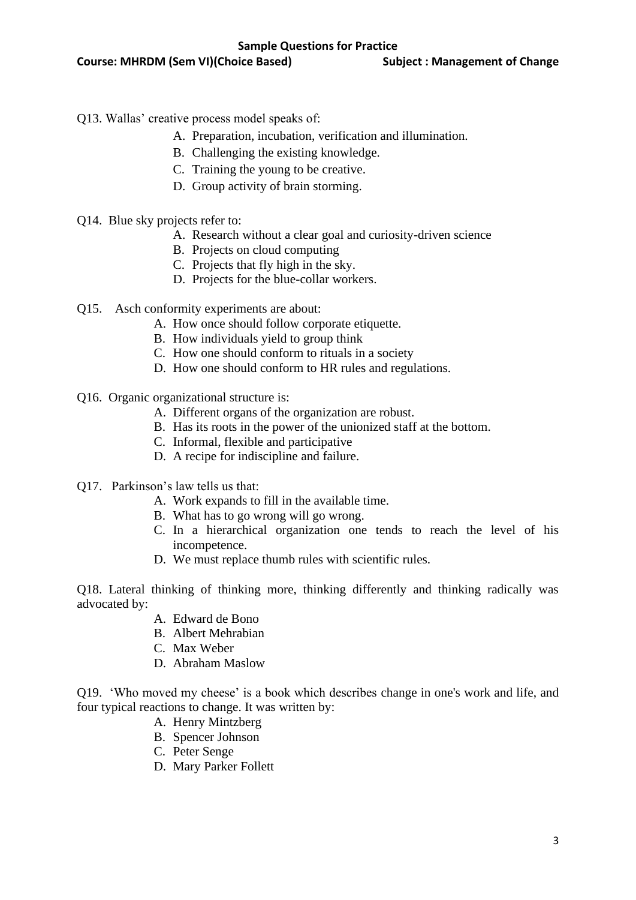Q13. Wallas' creative process model speaks of:

A. Preparation, incubation, verification and illumination.
B. Challenging the existing knowledge.
C. Training the young to be creative.
D. Group activity of brain storming.

Q14. Blue sky projects refer to:

A. Research without a clear goal and curiosity-driven science
B. Projects on cloud computing
C. Projects that fly high in the sky.
D. Projects for the blue-collar workers.

Q15. Asch conformity experiments are about:

A. How once should follow corporate etiquette.
B. How individuals yield to group think
C. How one should conform to rituals in a society
D. How one should conform to HR rules and regulations.

Q16. Organic organizational structure is:

A. Different organs of the organization are robust.
B. Has its roots in the power of the unionized staff at the bottom.
C. Informal, flexible and participative
D. A recipe for indiscipline and failure.

Q17. Parkinson's law tells us that:

A. Work expands to fill in the available time.
B. What has to go wrong will go wrong.
C. In a hierarchical organization one tends to reach the level of his incompetence.
D. We must replace thumb rules with scientific rules.

Q18. Lateral thinking of thinking more, thinking differently and thinking radically was advocated by:

A. Edward de Bono
B. Albert Mehrabian
C. Max Weber
D. Abraham Maslow

Q19. 'Who moved my cheese' is a book which describes change in one's work and life, and four typical reactions to change. It was written by:

A. Henry Mintzberg
B. Spencer Johnson
C. Peter Senge
D. Mary Parker Follett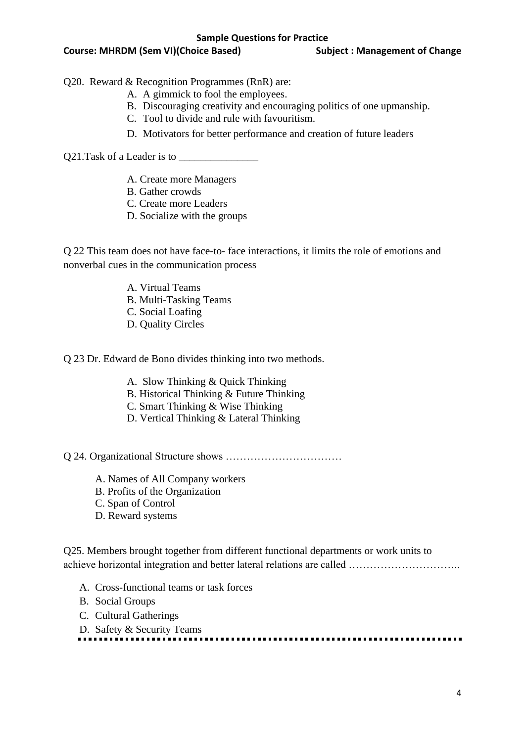**Sample Questions for Practice**

**Course: MHRDM (Sem VI)(Choice Based)** **Subject : Management of Change**

Q20. Reward & Recognition Programmes (RnR) are:

A. A gimmick to fool the employees.
B. Discouraging creativity and encouraging politics of one upmanship.
C. Tool to divide and rule with favouritism.
D. Motivators for better performance and creation of future leaders

Q21.Task of a Leader is to _______________

A. Create more Managers
B. Gather crowds
C. Create more Leaders
D. Socialize with the groups

Q 22 This team does not have face-to- face interactions, it limits the role of emotions and nonverbal cues in the communication process

A. Virtual Teams
B. Multi-Tasking Teams
C. Social Loafing
D. Quality Circles

Q 23 Dr. Edward de Bono divides thinking into two methods.

A. Slow Thinking & Quick Thinking
B. Historical Thinking & Future Thinking
C. Smart Thinking & Wise Thinking
D. Vertical Thinking & Lateral Thinking

Q 24. Organizational Structure shows ……………………………

A. Names of All Company workers
B. Profits of the Organization
C. Span of Control
D. Reward systems

Q25. Members brought together from different functional departments or work units to achieve horizontal integration and better lateral relations are called …………………………..

A. Cross-functional teams or task forces
B. Social Groups
C. Cultural Gatherings
D. Safety & Security Teams